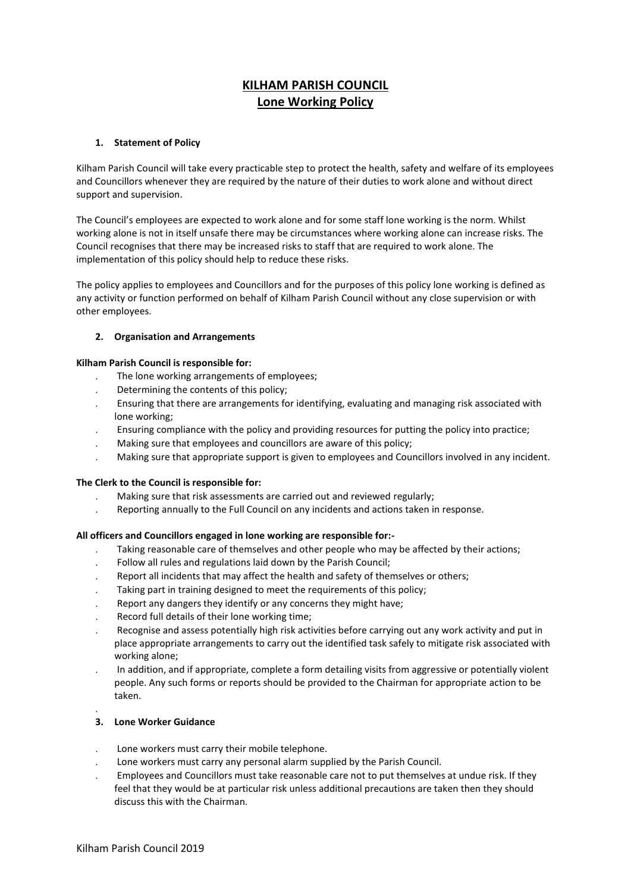# KILHAM PARISH COUNCIL
## Lone Working Policy

### 1. Statement of Policy

Kilham Parish Council will take every practicable step to protect the health, safety and welfare of its employees and Councillors whenever they are required by the nature of their duties to work alone and without direct support and supervision.

The Council's employees are expected to work alone and for some staff lone working is the norm. Whilst working alone is not in itself unsafe there may be circumstances where working alone can increase risks. The Council recognises that there may be increased risks to staff that are required to work alone. The implementation of this policy should help to reduce these risks.

The policy applies to employees and Councillors and for the purposes of this policy lone working is defined as any activity or function performed on behalf of Kilham Parish Council without any close supervision or with other employees.

### 2. Organisation and Arrangements

**Kilham Parish Council is responsible for:**

- The lone working arrangements of employees;
- Determining the contents of this policy;
- Ensuring that there are arrangements for identifying, evaluating and managing risk associated with lone working;
- Ensuring compliance with the policy and providing resources for putting the policy into practice;
- Making sure that employees and councillors are aware of this policy;
- Making sure that appropriate support is given to employees and Councillors involved in any incident.

**The Clerk to the Council is responsible for:**

- Making sure that risk assessments are carried out and reviewed regularly;
- Reporting annually to the Full Council on any incidents and actions taken in response.

**All officers and Councillors engaged in lone working are responsible for:-**

- Taking reasonable care of themselves and other people who may be affected by their actions;
- Follow all rules and regulations laid down by the Parish Council;
- Report all incidents that may affect the health and safety of themselves or others;
- Taking part in training designed to meet the requirements of this policy;
- Report any dangers they identify or any concerns they might have;
- Record full details of their lone working time;
- Recognise and assess potentially high risk activities before carrying out any work activity and put in place appropriate arrangements to carry out the identified task safely to mitigate risk associated with working alone;
- In addition, and if appropriate, complete a form detailing visits from aggressive or potentially violent people. Any such forms or reports should be provided to the Chairman for appropriate action to be taken.

### 3. Lone Worker Guidance

- Lone workers must carry their mobile telephone.
- Lone workers must carry any personal alarm supplied by the Parish Council.
- Employees and Councillors must take reasonable care not to put themselves at undue risk. If they feel that they would be at particular risk unless additional precautions are taken then they should discuss this with the Chairman.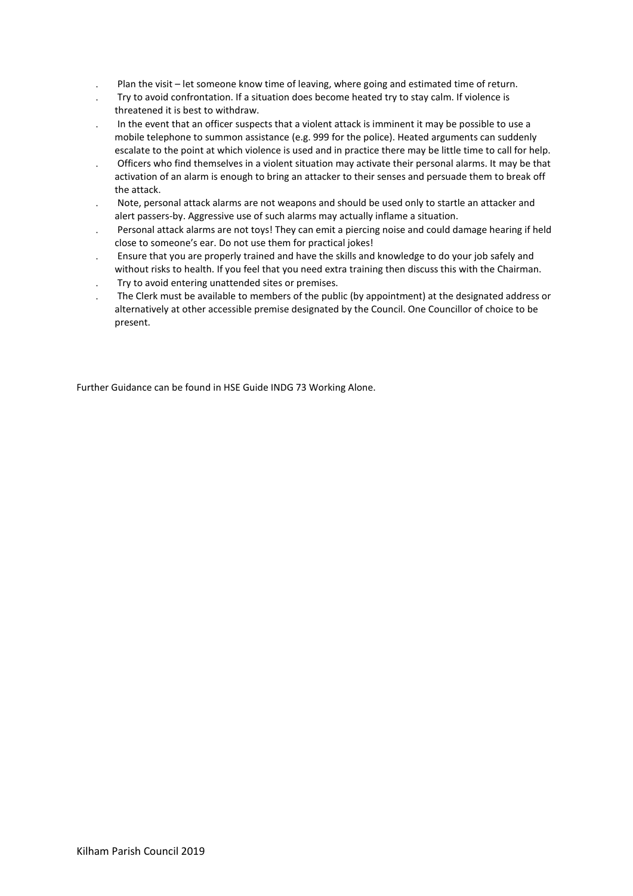- Plan the visit – let someone know time of leaving, where going and estimated time of return.
- Try to avoid confrontation. If a situation does become heated try to stay calm. If violence is threatened it is best to withdraw.
- In the event that an officer suspects that a violent attack is imminent it may be possible to use a mobile telephone to summon assistance (e.g. 999 for the police). Heated arguments can suddenly escalate to the point at which violence is used and in practice there may be little time to call for help.
- Officers who find themselves in a violent situation may activate their personal alarms. It may be that activation of an alarm is enough to bring an attacker to their senses and persuade them to break off the attack.
- Note, personal attack alarms are not weapons and should be used only to startle an attacker and alert passers-by. Aggressive use of such alarms may actually inflame a situation.
- Personal attack alarms are not toys! They can emit a piercing noise and could damage hearing if held close to someone's ear. Do not use them for practical jokes!
- Ensure that you are properly trained and have the skills and knowledge to do your job safely and without risks to health. If you feel that you need extra training then discuss this with the Chairman.
- Try to avoid entering unattended sites or premises.
- The Clerk must be available to members of the public (by appointment) at the designated address or alternatively at other accessible premise designated by the Council. One Councillor of choice to be present.

Further Guidance can be found in HSE Guide INDG 73 Working Alone.

Kilham Parish Council 2019